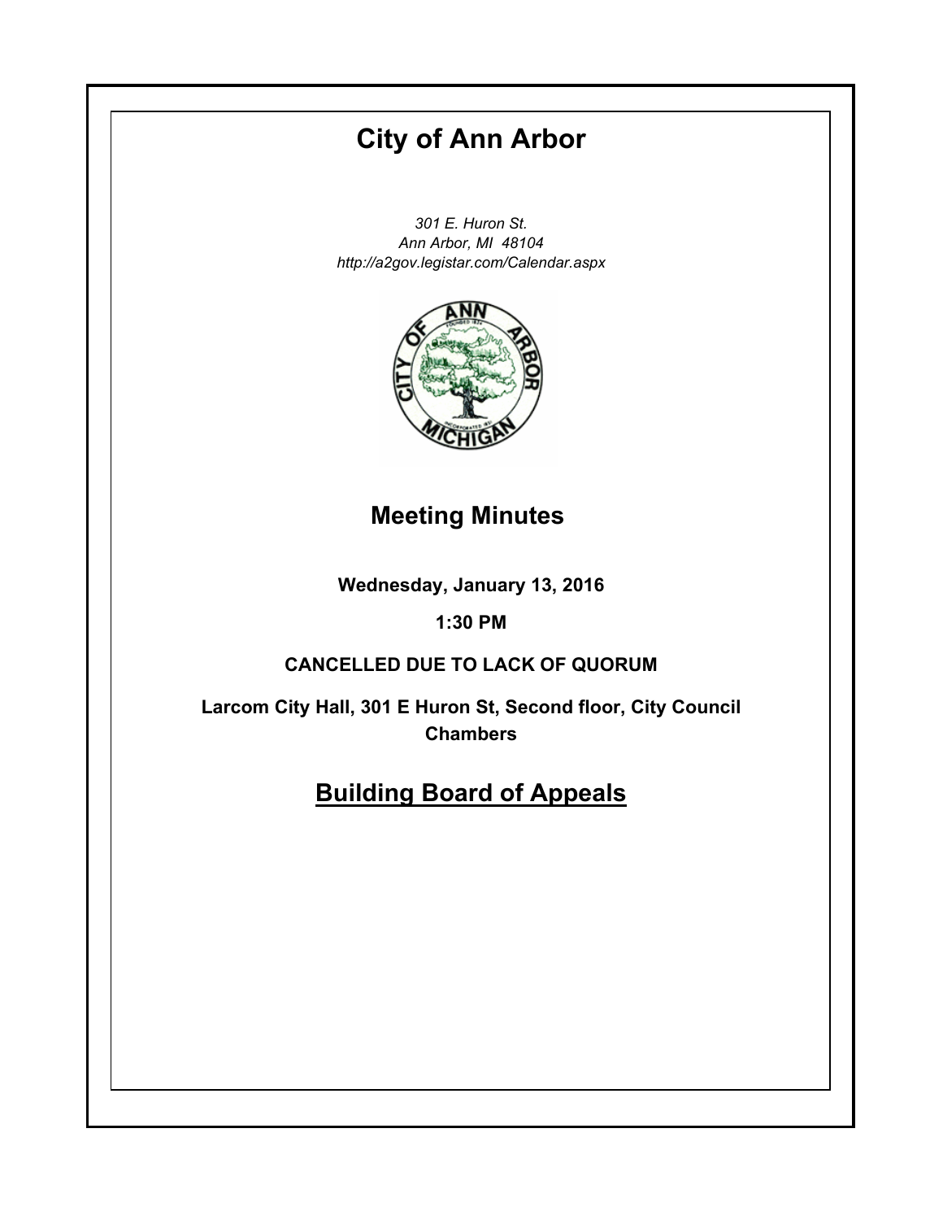# City of Ann Arbor

*301 E. Huron St.*
*Ann Arbor, MI 48104*
*http://a2gov.legistar.com/Calendar.aspx*

## Meeting Minutes

**Wednesday, January 13, 2016**

**1:30 PM**

**CANCELLED DUE TO LACK OF QUORUM**

**Larcom City Hall, 301 E Huron St, Second floor, City Council Chambers**

## Building Board of Appeals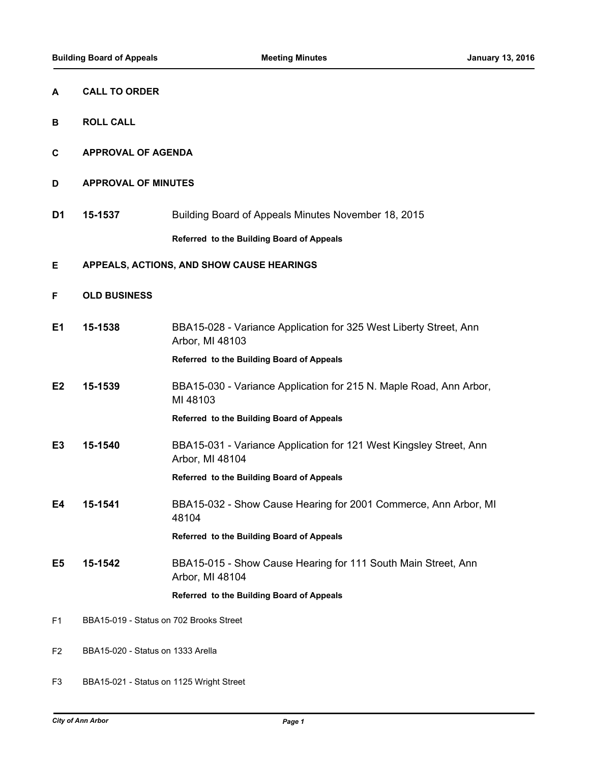**A CALL TO ORDER**

**B ROLL CALL**

**C APPROVAL OF AGENDA**

**D APPROVAL OF MINUTES**

**D1 15-1537** Building Board of Appeals Minutes November 18, 2015

**Referred to the Building Board of Appeals**

**E APPEALS, ACTIONS, AND SHOW CAUSE HEARINGS**

**F OLD BUSINESS**

**E1 15-1538** BBA15-028 - Variance Application for 325 West Liberty Street, Ann Arbor, MI 48103

**Referred to the Building Board of Appeals**

**E2 15-1539** BBA15-030 - Variance Application for 215 N. Maple Road, Ann Arbor, MI 48103

**Referred to the Building Board of Appeals**

**E3 15-1540** BBA15-031 - Variance Application for 121 West Kingsley Street, Ann Arbor, MI 48104

**Referred to the Building Board of Appeals**

**E4 15-1541** BBA15-032 - Show Cause Hearing for 2001 Commerce, Ann Arbor, MI 48104

**Referred to the Building Board of Appeals**

**E5 15-1542** BBA15-015 - Show Cause Hearing for 111 South Main Street, Ann Arbor, MI 48104

**Referred to the Building Board of Appeals**

F1 BBA15-019 - Status on 702 Brooks Street

F2 BBA15-020 - Status on 1333 Arella

F3 BBA15-021 - Status on 1125 Wright Street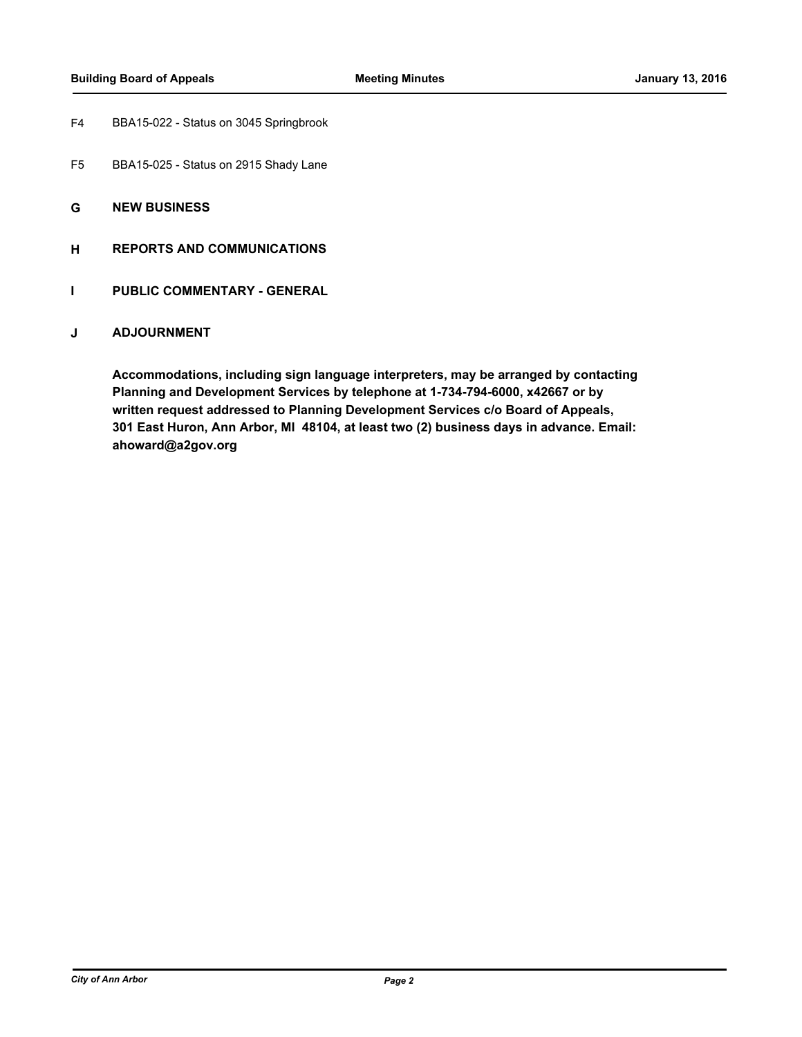F4 BBA15-022 - Status on 3045 Springbrook

F5 BBA15-025 - Status on 2915 Shady Lane

## G NEW BUSINESS

## H REPORTS AND COMMUNICATIONS

## I PUBLIC COMMENTARY - GENERAL

## J ADJOURNMENT

**Accommodations, including sign language interpreters, may be arranged by contacting Planning and Development Services by telephone at 1-734-794-6000, x42667 or by written request addressed to Planning Development Services c/o Board of Appeals, 301 East Huron, Ann Arbor, MI 48104, at least two (2) business days in advance. Email: ahoward@a2gov.org**